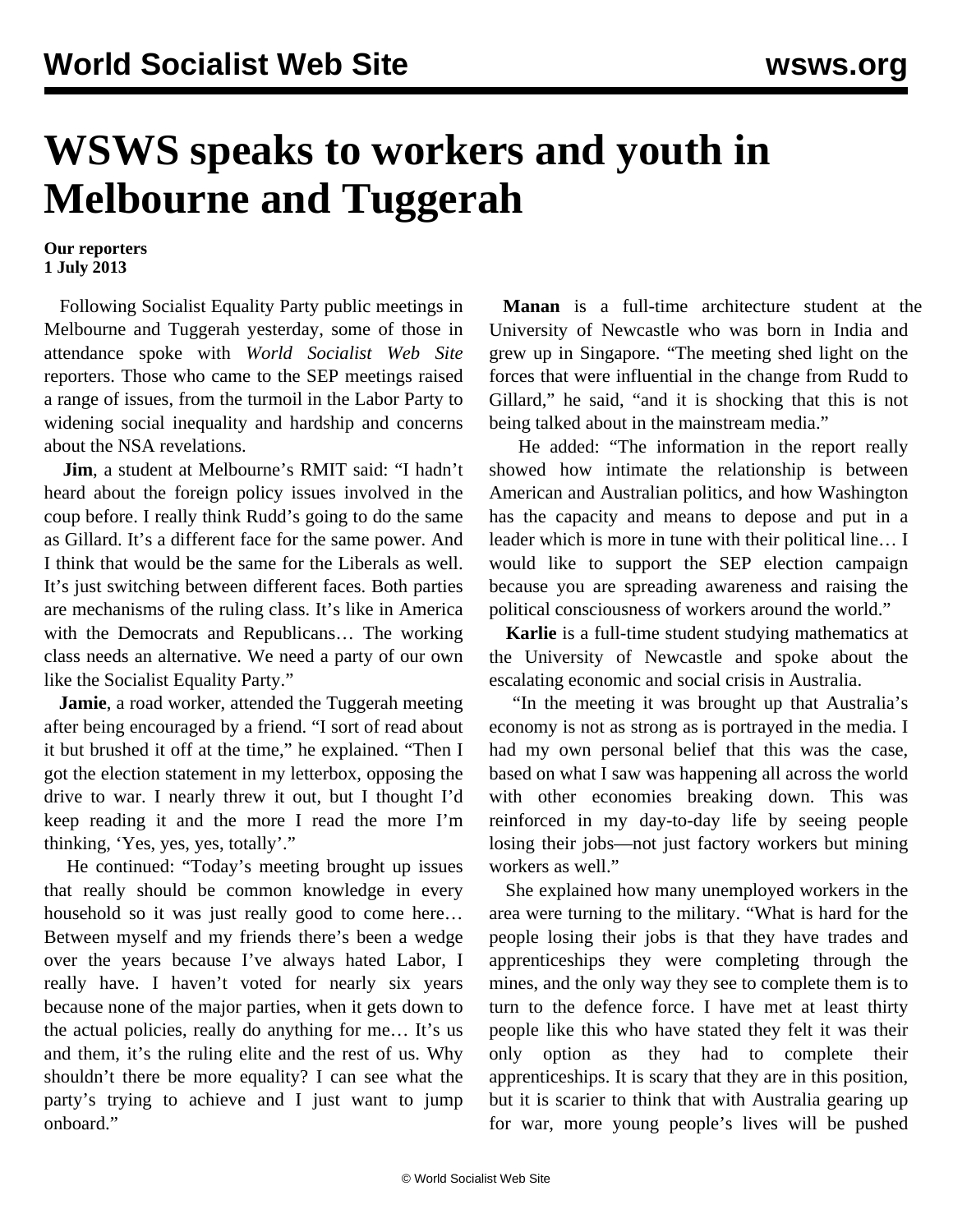# WSWS speaks to workers and youth in Melbourne and Tuggerah

**Our reporters**
**1 July 2013**

Following Socialist Equality Party public meetings in Melbourne and Tuggerah yesterday, some of those in attendance spoke with *World Socialist Web Site* reporters. Those who came to the SEP meetings raised a range of issues, from the turmoil in the Labor Party to widening social inequality and hardship and concerns about the NSA revelations.

**Jim**, a student at Melbourne's RMIT said: "I hadn't heard about the foreign policy issues involved in the coup before. I really think Rudd's going to do the same as Gillard. It's a different face for the same power. And I think that would be the same for the Liberals as well. It's just switching between different faces. Both parties are mechanisms of the ruling class. It's like in America with the Democrats and Republicans… The working class needs an alternative. We need a party of our own like the Socialist Equality Party."

**Jamie**, a road worker, attended the Tuggerah meeting after being encouraged by a friend. "I sort of read about it but brushed it off at the time," he explained. "Then I got the election statement in my letterbox, opposing the drive to war. I nearly threw it out, but I thought I'd keep reading it and the more I read the more I'm thinking, 'Yes, yes, yes, totally'."

He continued: "Today's meeting brought up issues that really should be common knowledge in every household so it was just really good to come here… Between myself and my friends there's been a wedge over the years because I've always hated Labor, I really have. I haven't voted for nearly six years because none of the major parties, when it gets down to the actual policies, really do anything for me… It's us and them, it's the ruling elite and the rest of us. Why shouldn't there be more equality? I can see what the party's trying to achieve and I just want to jump onboard."

**Manan** is a full-time architecture student at the University of Newcastle who was born in India and grew up in Singapore. "The meeting shed light on the forces that were influential in the change from Rudd to Gillard," he said, "and it is shocking that this is not being talked about in the mainstream media."

He added: "The information in the report really showed how intimate the relationship is between American and Australian politics, and how Washington has the capacity and means to depose and put in a leader which is more in tune with their political line… I would like to support the SEP election campaign because you are spreading awareness and raising the political consciousness of workers around the world."

**Karlie** is a full-time student studying mathematics at the University of Newcastle and spoke about the escalating economic and social crisis in Australia.

"In the meeting it was brought up that Australia's economy is not as strong as is portrayed in the media. I had my own personal belief that this was the case, based on what I saw was happening all across the world with other economies breaking down. This was reinforced in my day-to-day life by seeing people losing their jobs—not just factory workers but mining workers as well."

She explained how many unemployed workers in the area were turning to the military. "What is hard for the people losing their jobs is that they have trades and apprenticeships they were completing through the mines, and the only way they see to complete them is to turn to the defence force. I have met at least thirty people like this who have stated they felt it was their only option as they had to complete their apprenticeships. It is scary that they are in this position, but it is scarier to think that with Australia gearing up for war, more young people's lives will be pushed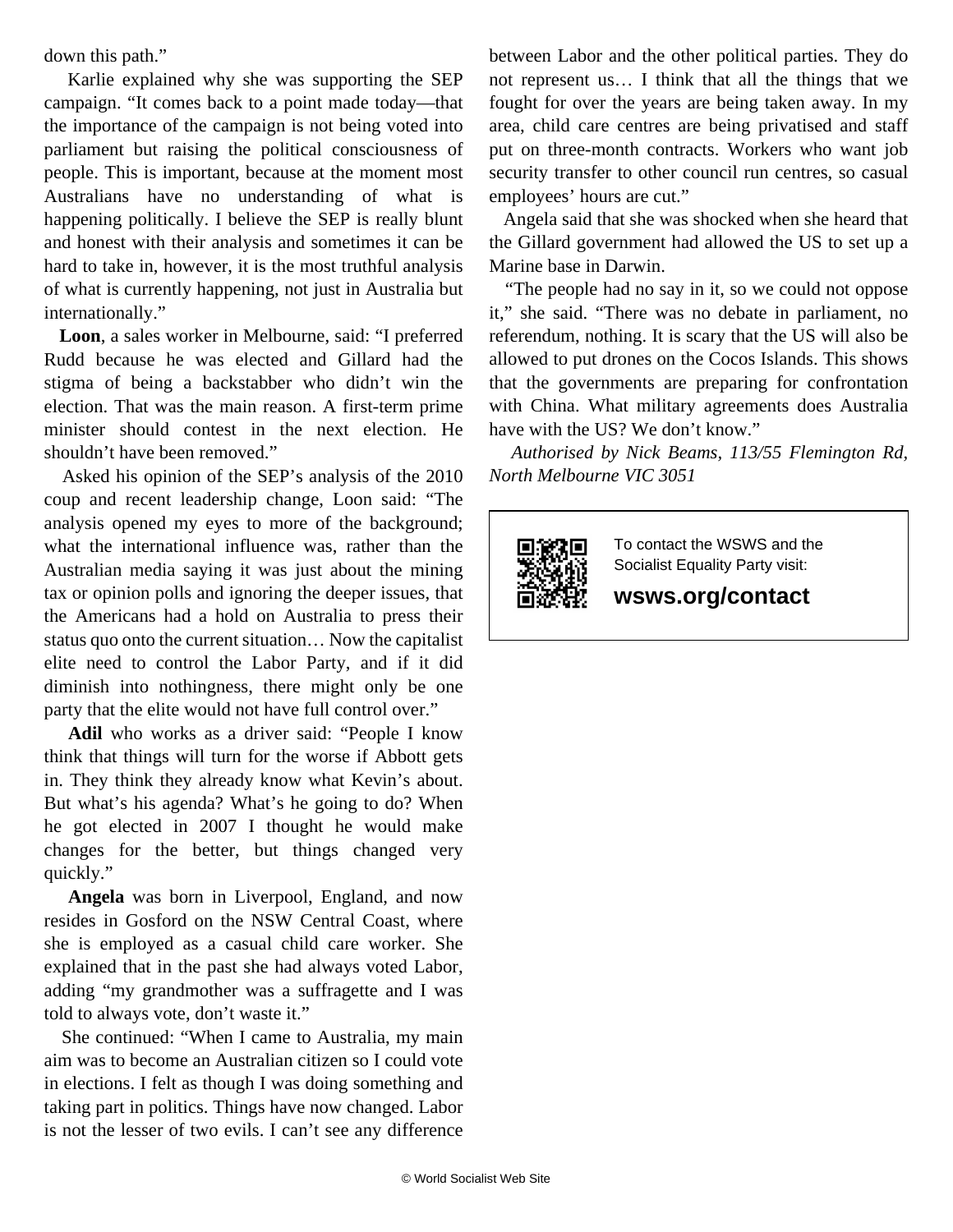down this path."

Karlie explained why she was supporting the SEP campaign. "It comes back to a point made today—that the importance of the campaign is not being voted into parliament but raising the political consciousness of people. This is important, because at the moment most Australians have no understanding of what is happening politically. I believe the SEP is really blunt and honest with their analysis and sometimes it can be hard to take in, however, it is the most truthful analysis of what is currently happening, not just in Australia but internationally."

**Loon**, a sales worker in Melbourne, said: "I preferred Rudd because he was elected and Gillard had the stigma of being a backstabber who didn't win the election. That was the main reason. A first-term prime minister should contest in the next election. He shouldn't have been removed."

Asked his opinion of the SEP's analysis of the 2010 coup and recent leadership change, Loon said: "The analysis opened my eyes to more of the background; what the international influence was, rather than the Australian media saying it was just about the mining tax or opinion polls and ignoring the deeper issues, that the Americans had a hold on Australia to press their status quo onto the current situation… Now the capitalist elite need to control the Labor Party, and if it did diminish into nothingness, there might only be one party that the elite would not have full control over."

**Adil** who works as a driver said: "People I know think that things will turn for the worse if Abbott gets in. They think they already know what Kevin's about. But what's his agenda? What's he going to do? When he got elected in 2007 I thought he would make changes for the better, but things changed very quickly."

**Angela** was born in Liverpool, England, and now resides in Gosford on the NSW Central Coast, where she is employed as a casual child care worker. She explained that in the past she had always voted Labor, adding "my grandmother was a suffragette and I was told to always vote, don't waste it."

She continued: "When I came to Australia, my main aim was to become an Australian citizen so I could vote in elections. I felt as though I was doing something and taking part in politics. Things have now changed. Labor is not the lesser of two evils. I can't see any difference between Labor and the other political parties. They do not represent us… I think that all the things that we fought for over the years are being taken away. In my area, child care centres are being privatised and staff put on three-month contracts. Workers who want job security transfer to other council run centres, so casual employees' hours are cut."

Angela said that she was shocked when she heard that the Gillard government had allowed the US to set up a Marine base in Darwin.

"The people had no say in it, so we could not oppose it," she said. "There was no debate in parliament, no referendum, nothing. It is scary that the US will also be allowed to put drones on the Cocos Islands. This shows that the governments are preparing for confrontation with China. What military agreements does Australia have with the US? We don't know."

*Authorised by Nick Beams, 113/55 Flemington Rd, North Melbourne VIC 3051*

To contact the WSWS and the Socialist Equality Party visit:

**wsws.org/contact**